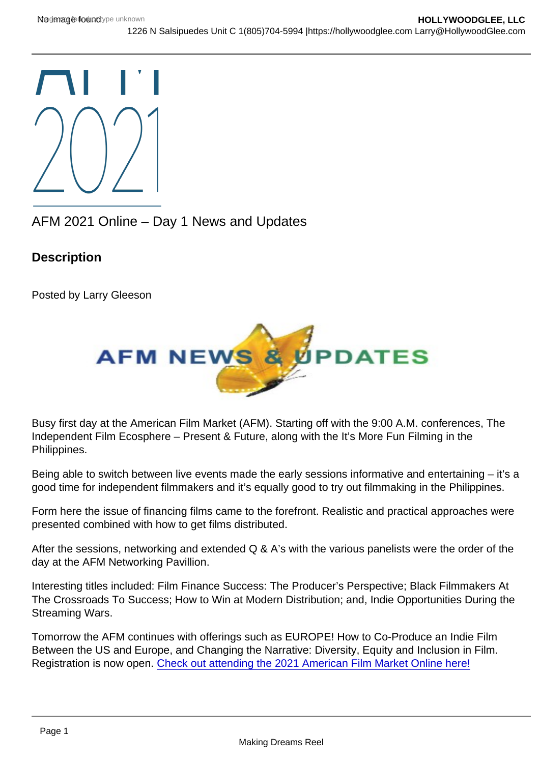# AFM 2021 Online – Day 1 News and Updates

## Description

Posted by Larry Gleeson

Busy first day at the American Film Market (AFM). Starting off with the 9:00 A.M. conferences, The Independent Film Ecosphere – Present & Future, along with the It's More Fun Filming in the Philippines.

Being able to switch between live events made the early sessions informative and entertaining – it's a good time for independent filmmakers and it's equally good to try out filmmaking in the Philippines.

Form here the issue of financing films came to the forefront. Realistic and practical approaches were presented combined with how to get films distributed.

After the sessions, networking and extended Q & A's with the various panelists were the order of the day at the AFM Networking Pavillion.

Interesting titles included: Film Finance Success: The Producer's Perspective; Black Filmmakers At The Crossroads To Success; How to Win at Modern Distribution; and, Indie Opportunities During the Streaming Wars.

Tomorrow the AFM continues with offerings such as EUROPE! How to Co-Produce an Indie Film Between the US and Europe, and Changing the Narrative: Diversity, Equity and Inclusion in Film. Registration is now open. Check out attending the 2021 American Film Market Online here!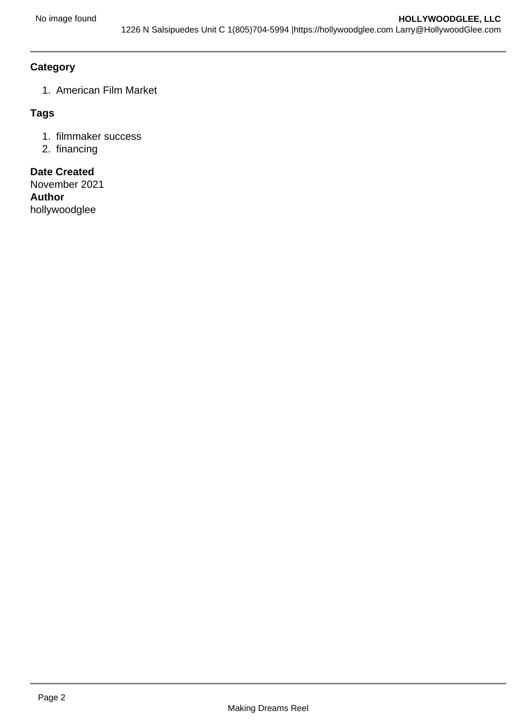**Category**

1. American Film Market

**Tags**

1. filmmaker success
2. financing

**Date Created**
November 2021
**Author**
hollywoodglee